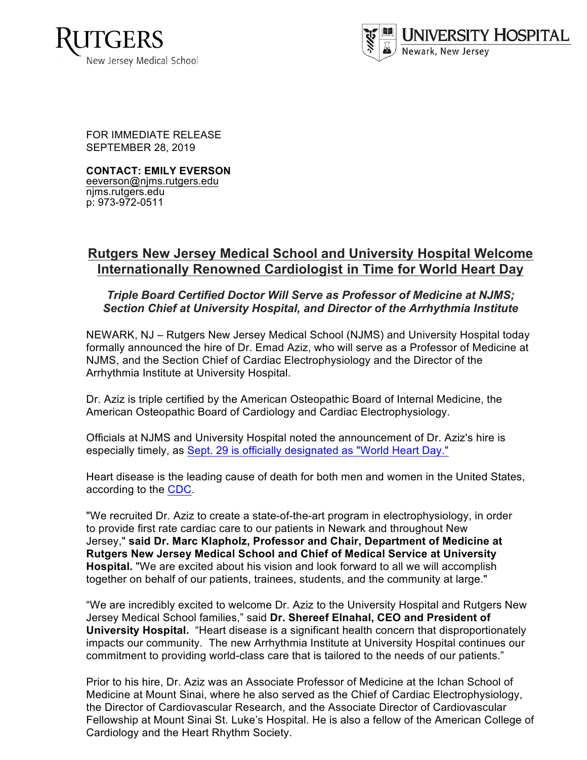Rutgers New Jersey Medical School

University Hospital Newark, New Jersey

FOR IMMEDIATE RELEASE
SEPTEMBER 28, 2019

**CONTACT: EMILY EVERSON**
eeverson@njms.rutgers.edu
njms.rutgers.edu
p: 973-972-0511

# Rutgers New Jersey Medical School and University Hospital Welcome Internationally Renowned Cardiologist in Time for World Heart Day

***Triple Board Certified Doctor Will Serve as Professor of Medicine at NJMS; Section Chief at University Hospital, and Director of the Arrhythmia Institute***

NEWARK, NJ – Rutgers New Jersey Medical School (NJMS) and University Hospital today formally announced the hire of Dr. Emad Aziz, who will serve as a Professor of Medicine at NJMS, and the Section Chief of Cardiac Electrophysiology and the Director of the Arrhythmia Institute at University Hospital.

Dr. Aziz is triple certified by the American Osteopathic Board of Internal Medicine, the American Osteopathic Board of Cardiology and Cardiac Electrophysiology.

Officials at NJMS and University Hospital noted the announcement of Dr. Aziz's hire is especially timely, as Sept. 29 is officially designated as "World Heart Day."

Heart disease is the leading cause of death for both men and women in the United States, according to the CDC.

"We recruited Dr. Aziz to create a state-of-the-art program in electrophysiology, in order to provide first rate cardiac care to our patients in Newark and throughout New Jersey," **said Dr. Marc Klapholz, Professor and Chair, Department of Medicine at Rutgers New Jersey Medical School and Chief of Medical Service at University Hospital.** "We are excited about his vision and look forward to all we will accomplish together on behalf of our patients, trainees, students, and the community at large."

"We are incredibly excited to welcome Dr. Aziz to the University Hospital and Rutgers New Jersey Medical School families," said **Dr. Shereef Elnahal, CEO and President of University Hospital.** "Heart disease is a significant health concern that disproportionately impacts our community. The new Arrhythmia Institute at University Hospital continues our commitment to providing world-class care that is tailored to the needs of our patients."

Prior to his hire, Dr. Aziz was an Associate Professor of Medicine at the Ichan School of Medicine at Mount Sinai, where he also served as the Chief of Cardiac Electrophysiology, the Director of Cardiovascular Research, and the Associate Director of Cardiovascular Fellowship at Mount Sinai St. Luke's Hospital. He is also a fellow of the American College of Cardiology and the Heart Rhythm Society.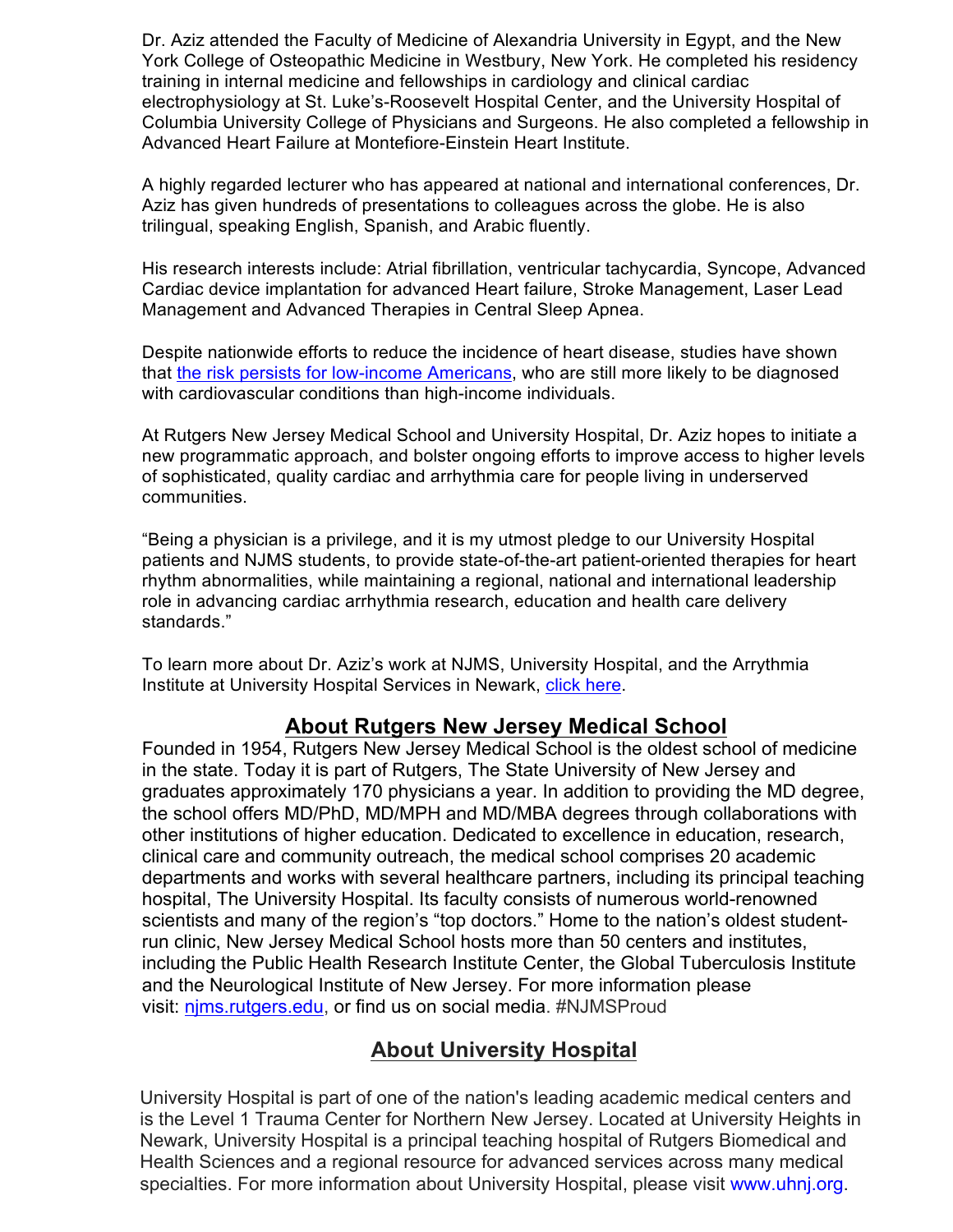Dr. Aziz attended the Faculty of Medicine of Alexandria University in Egypt, and the New York College of Osteopathic Medicine in Westbury, New York. He completed his residency training in internal medicine and fellowships in cardiology and clinical cardiac electrophysiology at St. Luke's-Roosevelt Hospital Center, and the University Hospital of Columbia University College of Physicians and Surgeons. He also completed a fellowship in Advanced Heart Failure at Montefiore-Einstein Heart Institute.

A highly regarded lecturer who has appeared at national and international conferences, Dr. Aziz has given hundreds of presentations to colleagues across the globe. He is also trilingual, speaking English, Spanish, and Arabic fluently.

His research interests include: Atrial fibrillation, ventricular tachycardia, Syncope, Advanced Cardiac device implantation for advanced Heart failure, Stroke Management, Laser Lead Management and Advanced Therapies in Central Sleep Apnea.

Despite nationwide efforts to reduce the incidence of heart disease, studies have shown that the risk persists for low-income Americans, who are still more likely to be diagnosed with cardiovascular conditions than high-income individuals.

At Rutgers New Jersey Medical School and University Hospital, Dr. Aziz hopes to initiate a new programmatic approach, and bolster ongoing efforts to improve access to higher levels of sophisticated, quality cardiac and arrhythmia care for people living in underserved communities.

"Being a physician is a privilege, and it is my utmost pledge to our University Hospital patients and NJMS students, to provide state-of-the-art patient-oriented therapies for heart rhythm abnormalities, while maintaining a regional, national and international leadership role in advancing cardiac arrhythmia research, education and health care delivery standards."

To learn more about Dr. Aziz's work at NJMS, University Hospital, and the Arrythmia Institute at University Hospital Services in Newark, click here.

## About Rutgers New Jersey Medical School

Founded in 1954, Rutgers New Jersey Medical School is the oldest school of medicine in the state. Today it is part of Rutgers, The State University of New Jersey and graduates approximately 170 physicians a year. In addition to providing the MD degree, the school offers MD/PhD, MD/MPH and MD/MBA degrees through collaborations with other institutions of higher education. Dedicated to excellence in education, research, clinical care and community outreach, the medical school comprises 20 academic departments and works with several healthcare partners, including its principal teaching hospital, The University Hospital. Its faculty consists of numerous world-renowned scientists and many of the region's "top doctors." Home to the nation's oldest student-run clinic, New Jersey Medical School hosts more than 50 centers and institutes, including the Public Health Research Institute Center, the Global Tuberculosis Institute and the Neurological Institute of New Jersey. For more information please visit: njms.rutgers.edu, or find us on social media. #NJMSProud

## About University Hospital

University Hospital is part of one of the nation's leading academic medical centers and is the Level 1 Trauma Center for Northern New Jersey. Located at University Heights in Newark, University Hospital is a principal teaching hospital of Rutgers Biomedical and Health Sciences and a regional resource for advanced services across many medical specialties. For more information about University Hospital, please visit www.uhnj.org.